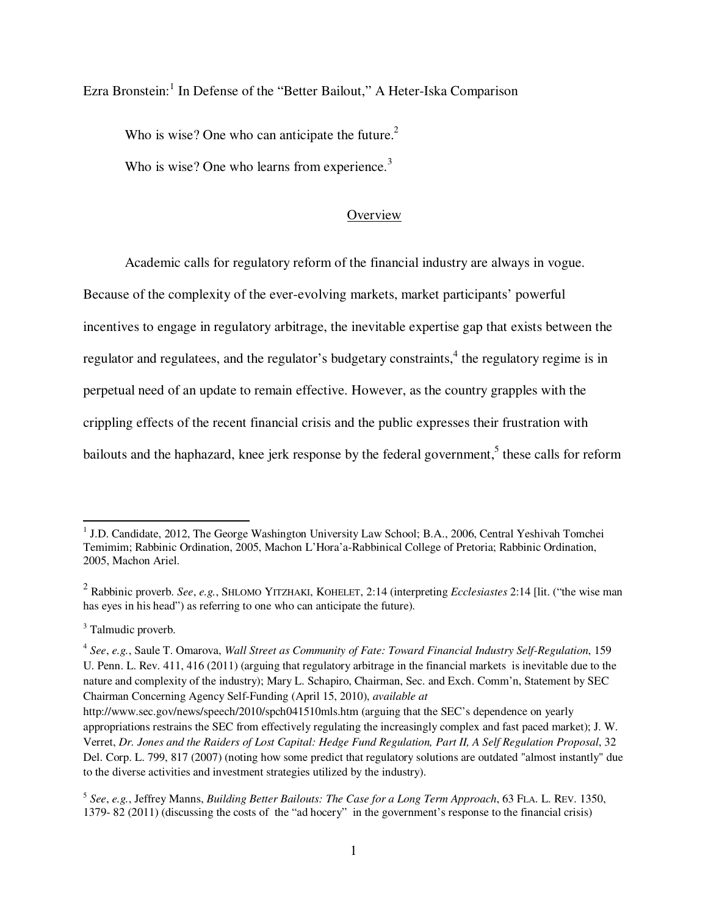Ezra Bronstein:[1] In Defense of the "Better Bailout," A Heter-Iska Comparison

Who is wise? One who can anticipate the future.[2]

Who is wise? One who learns from experience.[3]

## Overview

Academic calls for regulatory reform of the financial industry are always in vogue. Because of the complexity of the ever-evolving markets, market participants' powerful incentives to engage in regulatory arbitrage, the inevitable expertise gap that exists between the regulator and regulatees, and the regulator's budgetary constraints,[4] the regulatory regime is in perpetual need of an update to remain effective. However, as the country grapples with the crippling effects of the recent financial crisis and the public expresses their frustration with bailouts and the haphazard, knee jerk response by the federal government,[5] these calls for reform

---

[1] J.D. Candidate, 2012, The George Washington University Law School; B.A., 2006, Central Yeshivah Tomchei Temimim; Rabbinic Ordination, 2005, Machon L'Hora'a-Rabbinical College of Pretoria; Rabbinic Ordination, 2005, Machon Ariel.

[2] Rabbinic proverb. *See*, *e.g.*, SHLOMO YITZHAKI, KOHELET, 2:14 (interpreting *Ecclesiastes* 2:14 [lit. ("the wise man has eyes in his head") as referring to one who can anticipate the future).

[3] Talmudic proverb.

[4] *See*, *e.g.*, Saule T. Omarova, *Wall Street as Community of Fate: Toward Financial Industry Self-Regulation*, 159 U. Penn. L. Rev. 411, 416 (2011) (arguing that regulatory arbitrage in the financial markets is inevitable due to the nature and complexity of the industry); Mary L. Schapiro, Chairman, Sec. and Exch. Comm'n, Statement by SEC Chairman Concerning Agency Self-Funding (April 15, 2010), *available at* http://www.sec.gov/news/speech/2010/spch041510mls.htm (arguing that the SEC's dependence on yearly appropriations restrains the SEC from effectively regulating the increasingly complex and fast paced market); J. W. Verret, *Dr. Jones and the Raiders of Lost Capital: Hedge Fund Regulation, Part II, A Self Regulation Proposal*, 32 Del. Corp. L. 799, 817 (2007) (noting how some predict that regulatory solutions are outdated "almost instantly" due to the diverse activities and investment strategies utilized by the industry).

[5] *See*, *e.g.*, Jeffrey Manns, *Building Better Bailouts: The Case for a Long Term Approach*, 63 FLA. L. REV. 1350, 1379- 82 (2011) (discussing the costs of the "ad hocery" in the government's response to the financial crisis)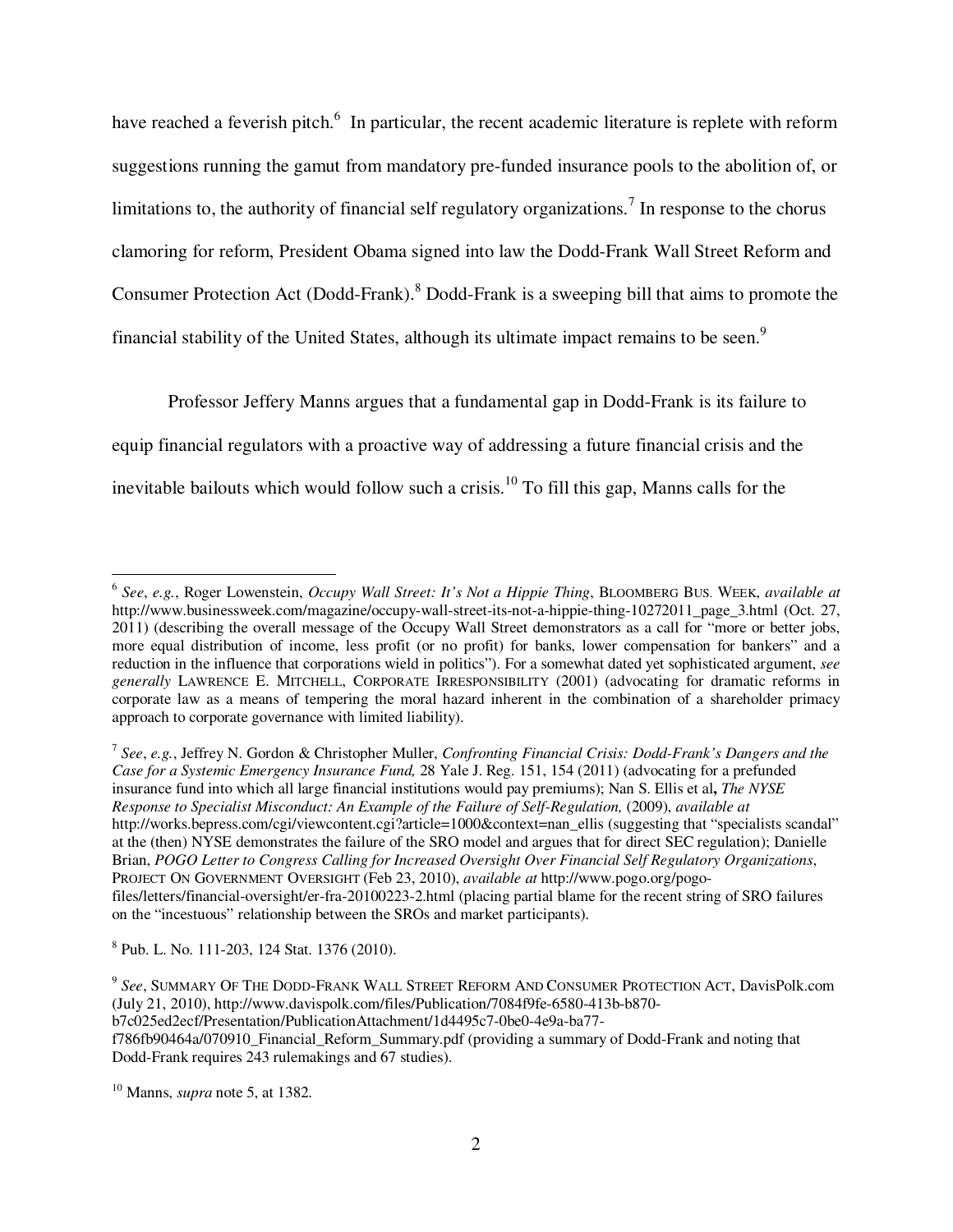have reached a feverish pitch.[6] In particular, the recent academic literature is replete with reform suggestions running the gamut from mandatory pre-funded insurance pools to the abolition of, or limitations to, the authority of financial self regulatory organizations.[7] In response to the chorus clamoring for reform, President Obama signed into law the Dodd-Frank Wall Street Reform and Consumer Protection Act (Dodd-Frank).[8] Dodd-Frank is a sweeping bill that aims to promote the financial stability of the United States, although its ultimate impact remains to be seen.[9]

Professor Jeffery Manns argues that a fundamental gap in Dodd-Frank is its failure to equip financial regulators with a proactive way of addressing a future financial crisis and the inevitable bailouts which would follow such a crisis.[10] To fill this gap, Manns calls for the

---

[6] *See*, *e.g.*, Roger Lowenstein, *Occupy Wall Street: It's Not a Hippie Thing*, BLOOMBERG BUS. WEEK, *available at* http://www.businessweek.com/magazine/occupy-wall-street-its-not-a-hippie-thing-10272011_page_3.html (Oct. 27, 2011) (describing the overall message of the Occupy Wall Street demonstrators as a call for "more or better jobs, more equal distribution of income, less profit (or no profit) for banks, lower compensation for bankers" and a reduction in the influence that corporations wield in politics"). For a somewhat dated yet sophisticated argument, *see generally* LAWRENCE E. MITCHELL, CORPORATE IRRESPONSIBILITY (2001) (advocating for dramatic reforms in corporate law as a means of tempering the moral hazard inherent in the combination of a shareholder primacy approach to corporate governance with limited liability).

[7] *See*, *e.g.*, Jeffrey N. Gordon & Christopher Muller, *Confronting Financial Crisis: Dodd-Frank's Dangers and the Case for a Systemic Emergency Insurance Fund,* 28 Yale J. Reg. 151, 154 (2011) (advocating for a prefunded insurance fund into which all large financial institutions would pay premiums); Nan S. Ellis et al**,** *The NYSE Response to Specialist Misconduct: An Example of the Failure of Self-Regulation,* (2009), *available at* http://works.bepress.com/cgi/viewcontent.cgi?article=1000&context=nan_ellis (suggesting that "specialists scandal" at the (then) NYSE demonstrates the failure of the SRO model and argues that for direct SEC regulation); Danielle Brian, *POGO Letter to Congress Calling for Increased Oversight Over Financial Self Regulatory Organizations*, PROJECT ON GOVERNMENT OVERSIGHT (Feb 23, 2010), *available at* http://www.pogo.org/pogo-files/letters/financial-oversight/er-fra-20100223-2.html (placing partial blame for the recent string of SRO failures on the "incestuous" relationship between the SROs and market participants).

[8] Pub. L. No. 111-203, 124 Stat. 1376 (2010).

[9] *See*, SUMMARY OF THE DODD-FRANK WALL STREET REFORM AND CONSUMER PROTECTION ACT, DavisPolk.com (July 21, 2010), http://www.davispolk.com/files/Publication/7084f9fe-6580-413b-b870-b7c025ed2ecf/Presentation/PublicationAttachment/1d4495c7-0be0-4e9a-ba77-f786fb90464a/070910_Financial_Reform_Summary.pdf (providing a summary of Dodd-Frank and noting that Dodd-Frank requires 243 rulemakings and 67 studies).

[10] Manns, *supra* note 5, at 1382.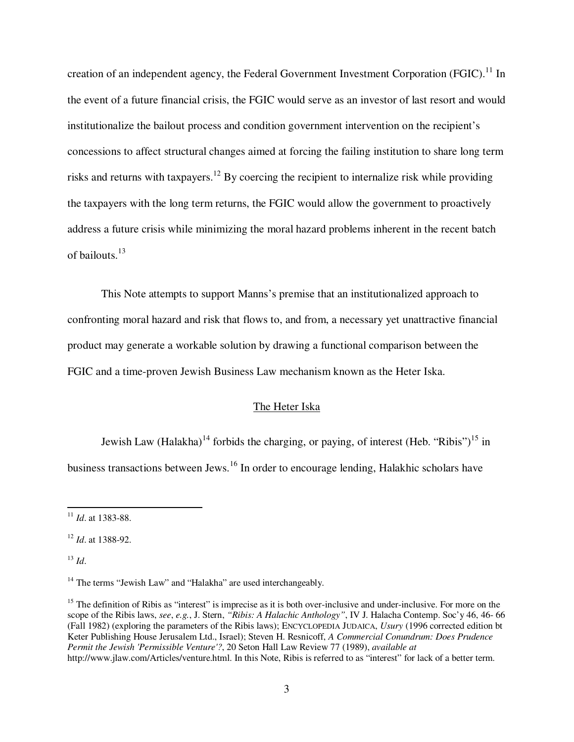creation of an independent agency, the Federal Government Investment Corporation (FGIC).[11] In the event of a future financial crisis, the FGIC would serve as an investor of last resort and would institutionalize the bailout process and condition government intervention on the recipient's concessions to affect structural changes aimed at forcing the failing institution to share long term risks and returns with taxpayers.[12] By coercing the recipient to internalize risk while providing the taxpayers with the long term returns, the FGIC would allow the government to proactively address a future crisis while minimizing the moral hazard problems inherent in the recent batch of bailouts.[13]

This Note attempts to support Manns's premise that an institutionalized approach to confronting moral hazard and risk that flows to, and from, a necessary yet unattractive financial product may generate a workable solution by drawing a functional comparison between the FGIC and a time-proven Jewish Business Law mechanism known as the Heter Iska.

## The Heter Iska

Jewish Law (Halakha)[14] forbids the charging, or paying, of interest (Heb. "Ribis")[15] in business transactions between Jews.[16] In order to encourage lending, Halakhic scholars have

---

[11] *Id*. at 1383-88.

[12] *Id*. at 1388-92.

[13] *Id*.

[14] The terms "Jewish Law" and "Halakha" are used interchangeably.

[15] The definition of Ribis as "interest" is imprecise as it is both over-inclusive and under-inclusive. For more on the scope of the Ribis laws, *see*, *e.g.*, J. Stern, *"Ribis: A Halachic Anthology"*, IV J. Halacha Contemp. Soc'y 46, 46- 66 (Fall 1982) (exploring the parameters of the Ribis laws); ENCYCLOPEDIA JUDAICA, *Usury* (1996 corrected edition bt Keter Publishing House Jerusalem Ltd., Israel); Steven H. Resnicoff, *A Commercial Conundrum: Does Prudence Permit the Jewish 'Permissible Venture'?*, 20 Seton Hall Law Review 77 (1989), *available at* http://www.jlaw.com/Articles/venture.html. In this Note, Ribis is referred to as "interest" for lack of a better term.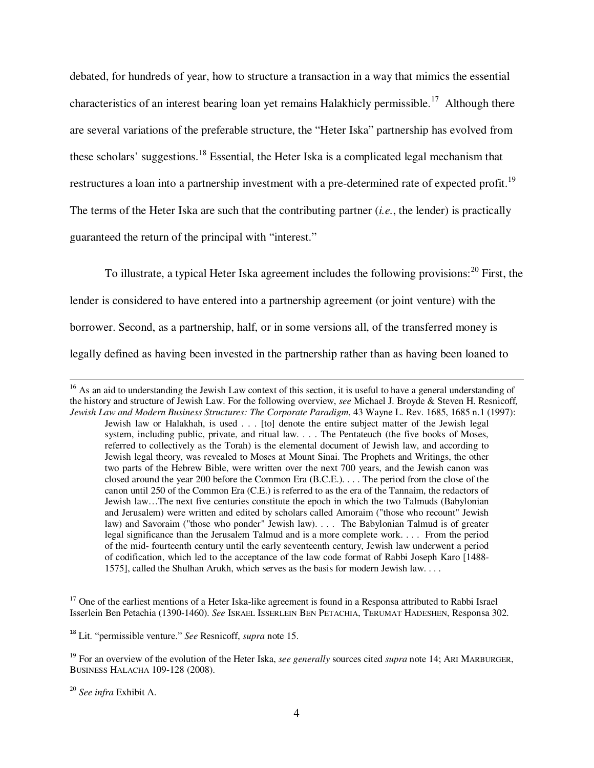debated, for hundreds of year, how to structure a transaction in a way that mimics the essential characteristics of an interest bearing loan yet remains Halakhicly permissible.[17] Although there are several variations of the preferable structure, the "Heter Iska" partnership has evolved from these scholars' suggestions.[18] Essential, the Heter Iska is a complicated legal mechanism that restructures a loan into a partnership investment with a pre-determined rate of expected profit.[19] The terms of the Heter Iska are such that the contributing partner (*i.e.*, the lender) is practically guaranteed the return of the principal with "interest."

To illustrate, a typical Heter Iska agreement includes the following provisions:[20] First, the lender is considered to have entered into a partnership agreement (or joint venture) with the borrower. Second, as a partnership, half, or in some versions all, of the transferred money is legally defined as having been invested in the partnership rather than as having been loaned to

---

[16] As an aid to understanding the Jewish Law context of this section, it is useful to have a general understanding of the history and structure of Jewish Law. For the following overview, *see* Michael J. Broyde & Steven H. Resnicoff, *Jewish Law and Modern Business Structures: The Corporate Paradigm*, 43 Wayne L. Rev. 1685, 1685 n.1 (1997):

> Jewish law or Halakhah, is used . . . [to] denote the entire subject matter of the Jewish legal system, including public, private, and ritual law. . . . The Pentateuch (the five books of Moses, referred to collectively as the Torah) is the elemental document of Jewish law, and according to Jewish legal theory, was revealed to Moses at Mount Sinai. The Prophets and Writings, the other two parts of the Hebrew Bible, were written over the next 700 years, and the Jewish canon was closed around the year 200 before the Common Era (B.C.E.). . . . The period from the close of the canon until 250 of the Common Era (C.E.) is referred to as the era of the Tannaim, the redactors of Jewish law…The next five centuries constitute the epoch in which the two Talmuds (Babylonian and Jerusalem) were written and edited by scholars called Amoraim ("those who recount" Jewish law) and Savoraim ("those who ponder" Jewish law). . . . The Babylonian Talmud is of greater legal significance than the Jerusalem Talmud and is a more complete work. . . . From the period of the mid- fourteenth century until the early seventeenth century, Jewish law underwent a period of codification, which led to the acceptance of the law code format of Rabbi Joseph Karo [1488-1575], called the Shulhan Arukh, which serves as the basis for modern Jewish law. . . .

[17] One of the earliest mentions of a Heter Iska-like agreement is found in a Responsa attributed to Rabbi Israel Isserlein Ben Petachia (1390-1460). *See* ISRAEL ISSERLEIN BEN PETACHIA, TERUMAT HADESHEN, Responsa 302.

[18] Lit. "permissible venture." *See* Resnicoff, *supra* note 15.

[19] For an overview of the evolution of the Heter Iska, *see generally* sources cited *supra* note 14; ARI MARBURGER, BUSINESS HALACHA 109-128 (2008).

[20] *See infra* Exhibit A.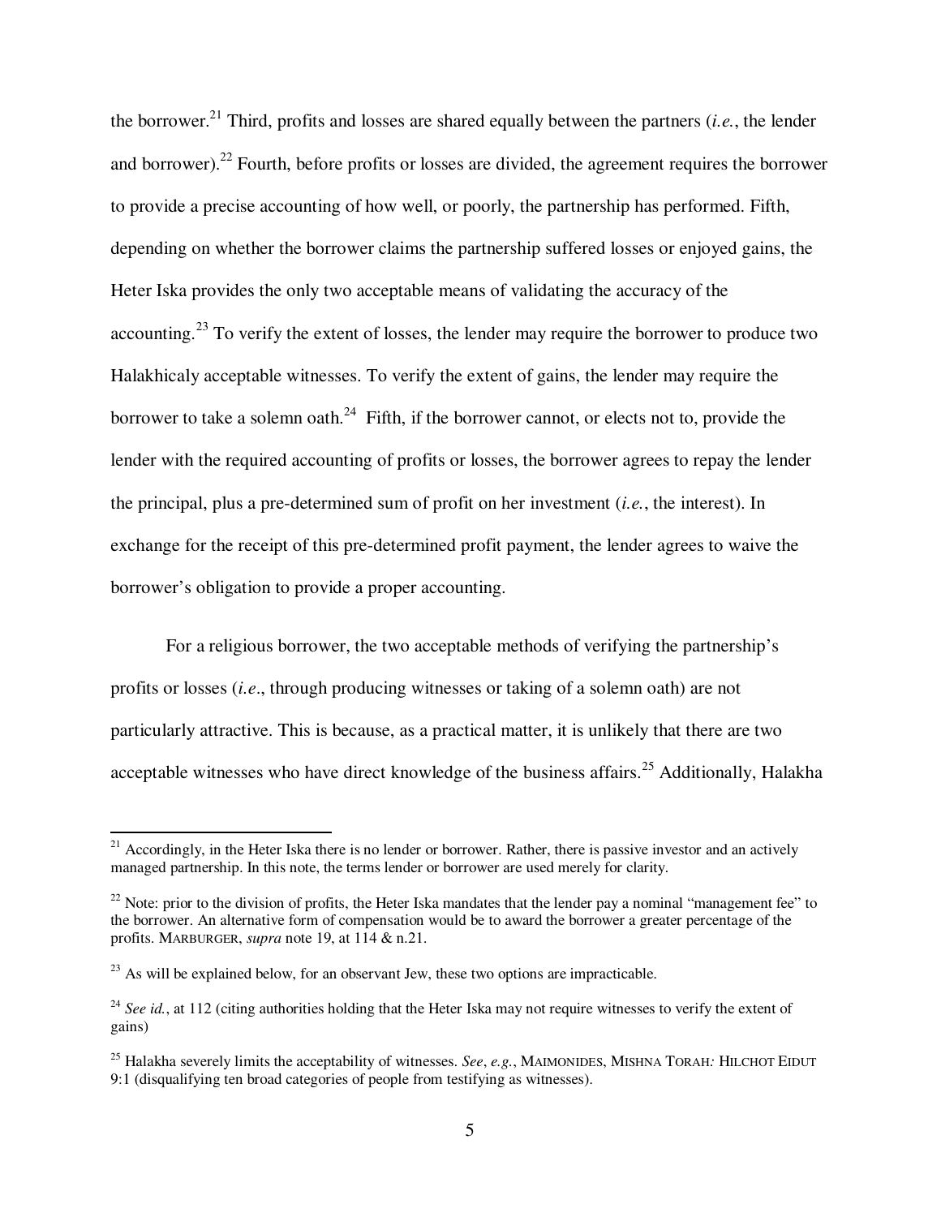the borrower.[21] Third, profits and losses are shared equally between the partners (*i.e.*, the lender and borrower).[22] Fourth, before profits or losses are divided, the agreement requires the borrower to provide a precise accounting of how well, or poorly, the partnership has performed. Fifth, depending on whether the borrower claims the partnership suffered losses or enjoyed gains, the Heter Iska provides the only two acceptable means of validating the accuracy of the accounting.[23] To verify the extent of losses, the lender may require the borrower to produce two Halakhicaly acceptable witnesses. To verify the extent of gains, the lender may require the borrower to take a solemn oath.[24] Fifth, if the borrower cannot, or elects not to, provide the lender with the required accounting of profits or losses, the borrower agrees to repay the lender the principal, plus a pre-determined sum of profit on her investment (*i.e.*, the interest). In exchange for the receipt of this pre-determined profit payment, the lender agrees to waive the borrower's obligation to provide a proper accounting.

For a religious borrower, the two acceptable methods of verifying the partnership's profits or losses (*i.e*., through producing witnesses or taking of a solemn oath) are not particularly attractive. This is because, as a practical matter, it is unlikely that there are two acceptable witnesses who have direct knowledge of the business affairs.[25] Additionally, Halakha

---

[21] Accordingly, in the Heter Iska there is no lender or borrower. Rather, there is passive investor and an actively managed partnership. In this note, the terms lender or borrower are used merely for clarity.

[22] Note: prior to the division of profits, the Heter Iska mandates that the lender pay a nominal "management fee" to the borrower. An alternative form of compensation would be to award the borrower a greater percentage of the profits. MARBURGER, *supra* note 19, at 114 & n.21.

[23] As will be explained below, for an observant Jew, these two options are impracticable.

[24] *See id.*, at 112 (citing authorities holding that the Heter Iska may not require witnesses to verify the extent of gains)

[25] Halakha severely limits the acceptability of witnesses. *See*, *e.g.*, MAIMONIDES, MISHNA TORAH*:* HILCHOT EIDUT 9:1 (disqualifying ten broad categories of people from testifying as witnesses).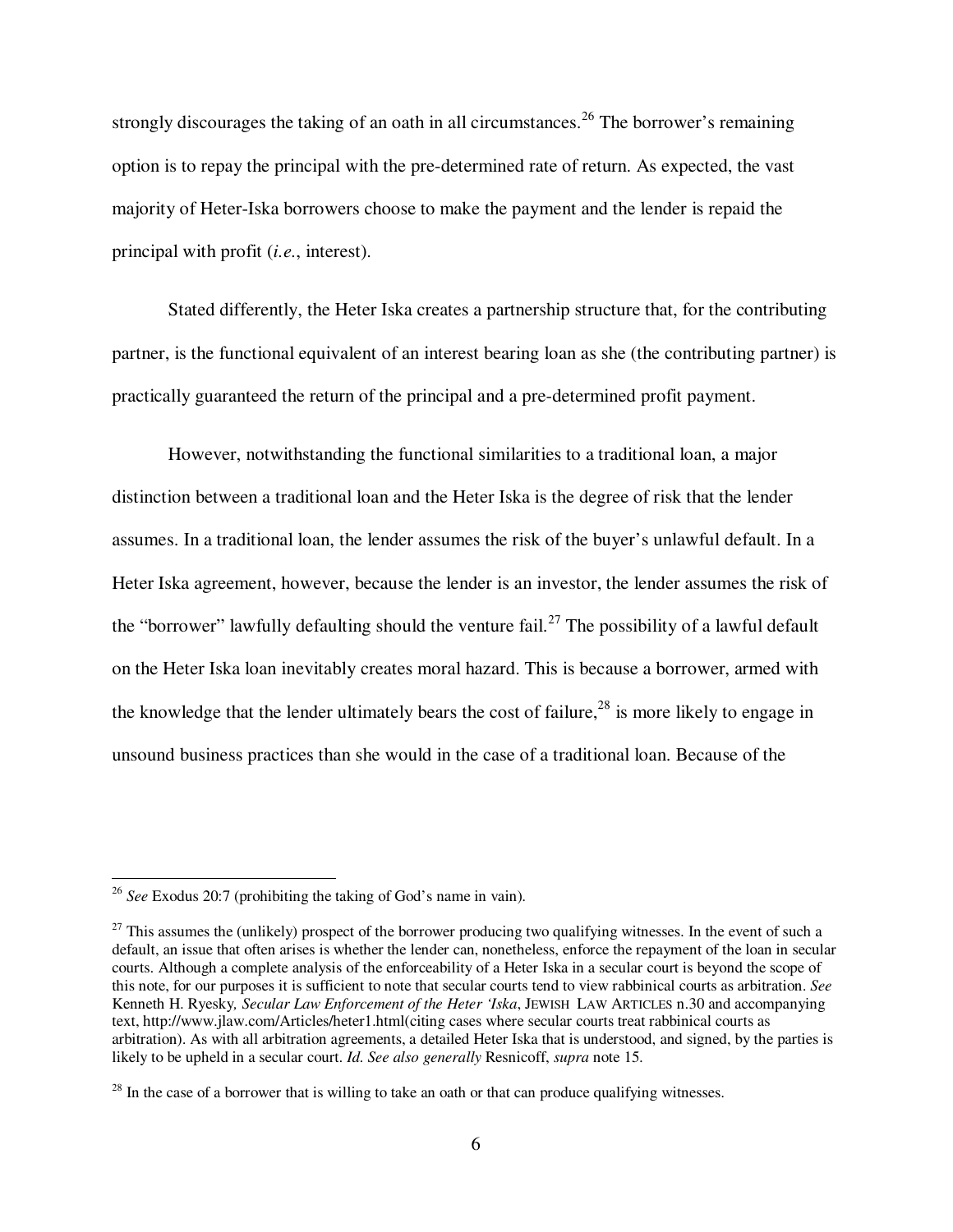strongly discourages the taking of an oath in all circumstances.[26] The borrower's remaining option is to repay the principal with the pre-determined rate of return. As expected, the vast majority of Heter-Iska borrowers choose to make the payment and the lender is repaid the principal with profit (*i.e.*, interest).

Stated differently, the Heter Iska creates a partnership structure that, for the contributing partner, is the functional equivalent of an interest bearing loan as she (the contributing partner) is practically guaranteed the return of the principal and a pre-determined profit payment.

However, notwithstanding the functional similarities to a traditional loan, a major distinction between a traditional loan and the Heter Iska is the degree of risk that the lender assumes. In a traditional loan, the lender assumes the risk of the buyer's unlawful default. In a Heter Iska agreement, however, because the lender is an investor, the lender assumes the risk of the "borrower" lawfully defaulting should the venture fail.[27] The possibility of a lawful default on the Heter Iska loan inevitably creates moral hazard. This is because a borrower, armed with the knowledge that the lender ultimately bears the cost of failure,[28] is more likely to engage in unsound business practices than she would in the case of a traditional loan. Because of the

---

[26] *See* Exodus 20:7 (prohibiting the taking of God's name in vain).

[27] This assumes the (unlikely) prospect of the borrower producing two qualifying witnesses. In the event of such a default, an issue that often arises is whether the lender can, nonetheless, enforce the repayment of the loan in secular courts. Although a complete analysis of the enforceability of a Heter Iska in a secular court is beyond the scope of this note, for our purposes it is sufficient to note that secular courts tend to view rabbinical courts as arbitration. *See* Kenneth H. Ryesky*, Secular Law Enforcement of the Heter 'Iska*, JEWISH LAW ARTICLES n.30 and accompanying text, http://www.jlaw.com/Articles/heter1.html(citing cases where secular courts treat rabbinical courts as arbitration). As with all arbitration agreements, a detailed Heter Iska that is understood, and signed, by the parties is likely to be upheld in a secular court. *Id. See also generally* Resnicoff, *supra* note 15.

[28] In the case of a borrower that is willing to take an oath or that can produce qualifying witnesses.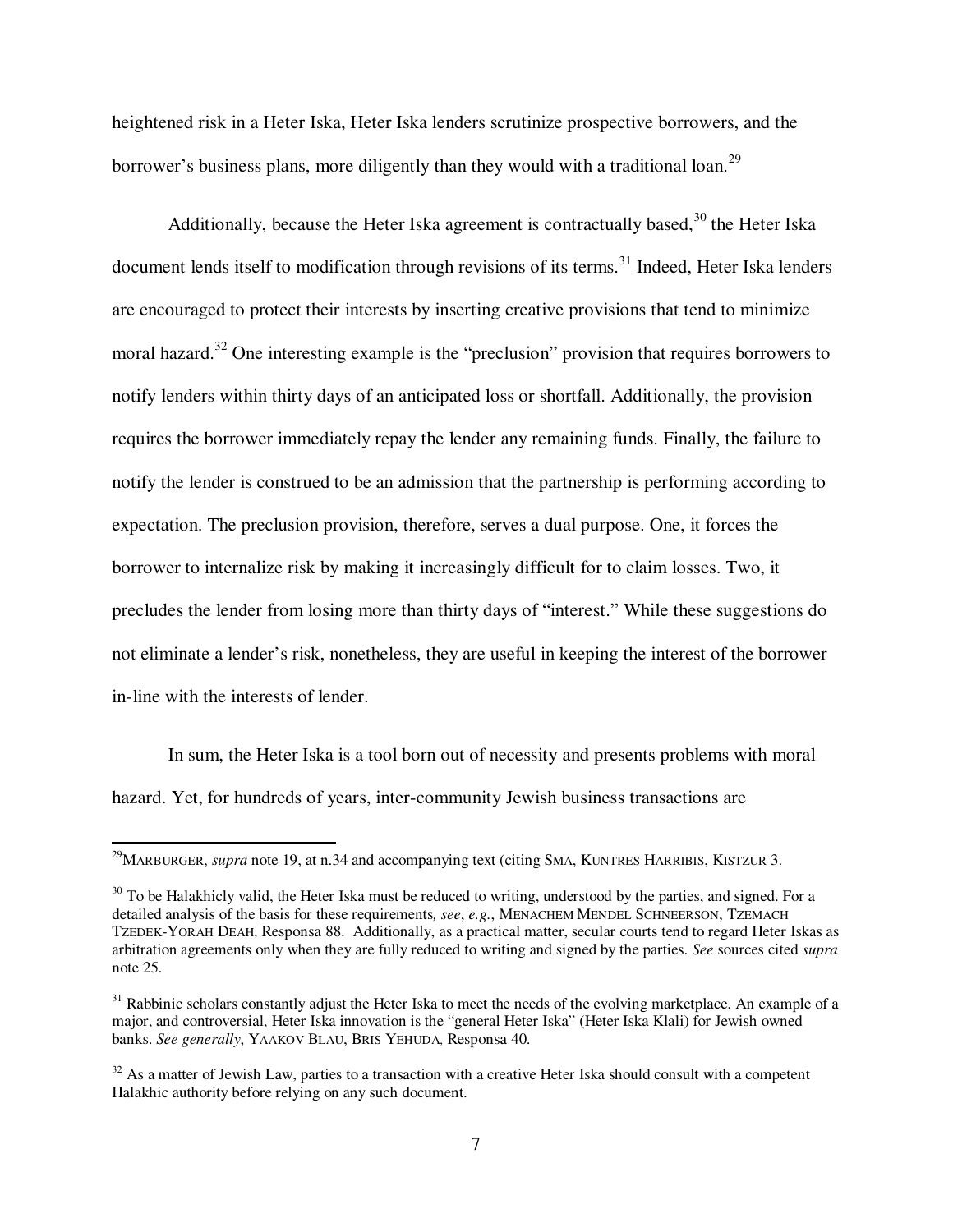heightened risk in a Heter Iska, Heter Iska lenders scrutinize prospective borrowers, and the borrower's business plans, more diligently than they would with a traditional loan.[29]

Additionally, because the Heter Iska agreement is contractually based,[30] the Heter Iska document lends itself to modification through revisions of its terms.[31] Indeed, Heter Iska lenders are encouraged to protect their interests by inserting creative provisions that tend to minimize moral hazard.[32] One interesting example is the "preclusion" provision that requires borrowers to notify lenders within thirty days of an anticipated loss or shortfall. Additionally, the provision requires the borrower immediately repay the lender any remaining funds. Finally, the failure to notify the lender is construed to be an admission that the partnership is performing according to expectation. The preclusion provision, therefore, serves a dual purpose. One, it forces the borrower to internalize risk by making it increasingly difficult for to claim losses. Two, it precludes the lender from losing more than thirty days of "interest." While these suggestions do not eliminate a lender's risk, nonetheless, they are useful in keeping the interest of the borrower in-line with the interests of lender.

In sum, the Heter Iska is a tool born out of necessity and presents problems with moral hazard. Yet, for hundreds of years, inter-community Jewish business transactions are

---

[29] MARBURGER, *supra* note 19, at n.34 and accompanying text (citing SMA, KUNTRES HARRIBIS, KISTZUR 3.

[30] To be Halakhicly valid, the Heter Iska must be reduced to writing, understood by the parties, and signed. For a detailed analysis of the basis for these requirements*, see*, *e.g.*, MENACHEM MENDEL SCHNEERSON, TZEMACH TZEDEK-YORAH DEAH, Responsa 88. Additionally, as a practical matter, secular courts tend to regard Heter Iskas as arbitration agreements only when they are fully reduced to writing and signed by the parties. *See* sources cited *supra* note 25.

[31] Rabbinic scholars constantly adjust the Heter Iska to meet the needs of the evolving marketplace. An example of a major, and controversial, Heter Iska innovation is the "general Heter Iska" (Heter Iska Klali) for Jewish owned banks. *See generally*, YAAKOV BLAU, BRIS YEHUDA, Responsa 40.

[32] As a matter of Jewish Law, parties to a transaction with a creative Heter Iska should consult with a competent Halakhic authority before relying on any such document.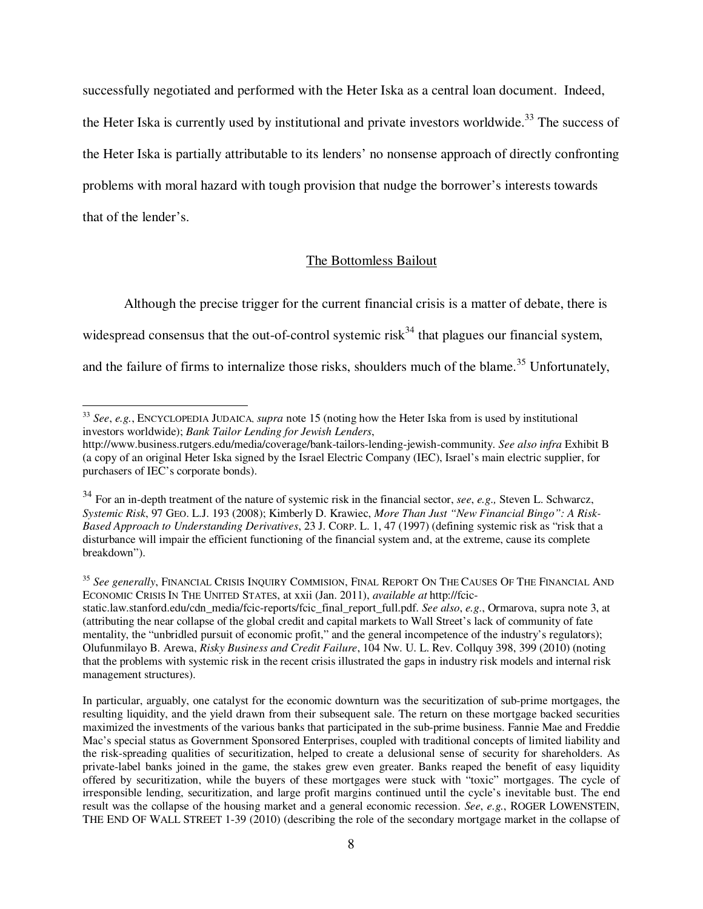successfully negotiated and performed with the Heter Iska as a central loan document. Indeed, the Heter Iska is currently used by institutional and private investors worldwide.[33] The success of the Heter Iska is partially attributable to its lenders' no nonsense approach of directly confronting problems with moral hazard with tough provision that nudge the borrower's interests towards that of the lender's.

## The Bottomless Bailout

Although the precise trigger for the current financial crisis is a matter of debate, there is widespread consensus that the out-of-control systemic risk[34] that plagues our financial system, and the failure of firms to internalize those risks, shoulders much of the blame.[35] Unfortunately,

---

[33] *See*, *e.g.*, ENCYCLOPEDIA JUDAICA, *supra* note 15 (noting how the Heter Iska from is used by institutional investors worldwide); *Bank Tailor Lending for Jewish Lenders*, http://www.business.rutgers.edu/media/coverage/bank-tailors-lending-jewish-community. *See also infra* Exhibit B (a copy of an original Heter Iska signed by the Israel Electric Company (IEC), Israel's main electric supplier, for purchasers of IEC's corporate bonds).

[34] For an in-depth treatment of the nature of systemic risk in the financial sector, *see*, *e.g.,* Steven L. Schwarcz, *Systemic Risk*, 97 GEO. L.J. 193 (2008); Kimberly D. Krawiec, *More Than Just "New Financial Bingo": A Risk-Based Approach to Understanding Derivatives*, 23 J. CORP. L. 1, 47 (1997) (defining systemic risk as "risk that a disturbance will impair the efficient functioning of the financial system and, at the extreme, cause its complete breakdown").

[35] *See generally*, FINANCIAL CRISIS INQUIRY COMMISION, FINAL REPORT ON THE CAUSES OF THE FINANCIAL AND ECONOMIC CRISIS IN THE UNITED STATES, at xxii (Jan. 2011), *available at* http://fcic-static.law.stanford.edu/cdn_media/fcic-reports/fcic_final_report_full.pdf. *See also*, *e.g.*, Ormarova, supra note 3, at (attributing the near collapse of the global credit and capital markets to Wall Street's lack of community of fate mentality, the "unbridled pursuit of economic profit," and the general incompetence of the industry's regulators); Olufunmilayo B. Arewa, *Risky Business and Credit Failure*, 104 Nw. U. L. Rev. Collquy 398, 399 (2010) (noting that the problems with systemic risk in the recent crisis illustrated the gaps in industry risk models and internal risk management structures).

In particular, arguably, one catalyst for the economic downturn was the securitization of sub-prime mortgages, the resulting liquidity, and the yield drawn from their subsequent sale. The return on these mortgage backed securities maximized the investments of the various banks that participated in the sub-prime business. Fannie Mae and Freddie Mac's special status as Government Sponsored Enterprises, coupled with traditional concepts of limited liability and the risk-spreading qualities of securitization, helped to create a delusional sense of security for shareholders. As private-label banks joined in the game, the stakes grew even greater. Banks reaped the benefit of easy liquidity offered by securitization, while the buyers of these mortgages were stuck with "toxic" mortgages. The cycle of irresponsible lending, securitization, and large profit margins continued until the cycle's inevitable bust. The end result was the collapse of the housing market and a general economic recession. *See*, *e.g.*, ROGER LOWENSTEIN, THE END OF WALL STREET 1-39 (2010) (describing the role of the secondary mortgage market in the collapse of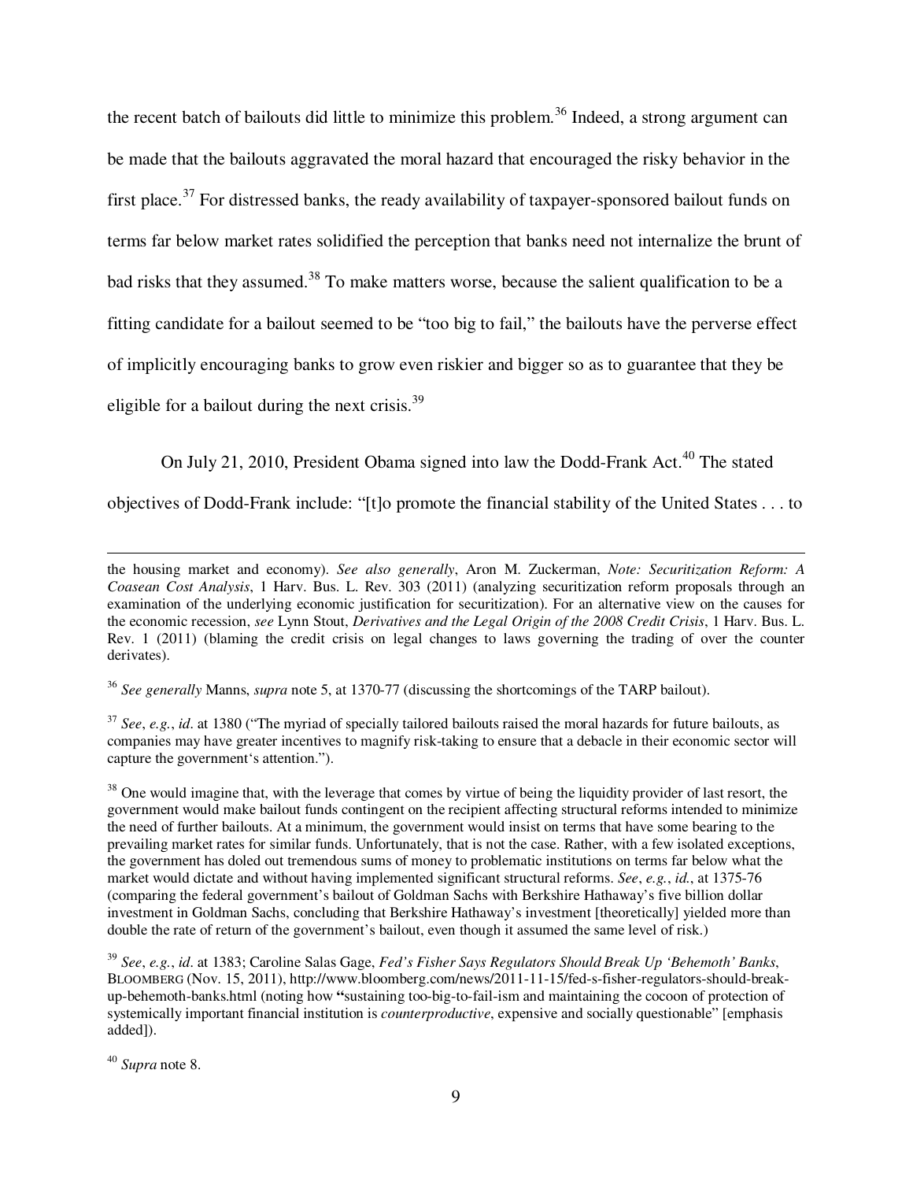the recent batch of bailouts did little to minimize this problem.[36] Indeed, a strong argument can be made that the bailouts aggravated the moral hazard that encouraged the risky behavior in the first place.[37] For distressed banks, the ready availability of taxpayer-sponsored bailout funds on terms far below market rates solidified the perception that banks need not internalize the brunt of bad risks that they assumed.[38] To make matters worse, because the salient qualification to be a fitting candidate for a bailout seemed to be "too big to fail," the bailouts have the perverse effect of implicitly encouraging banks to grow even riskier and bigger so as to guarantee that they be eligible for a bailout during the next crisis.[39]

On July 21, 2010, President Obama signed into law the Dodd-Frank Act.[40] The stated objectives of Dodd-Frank include: "[t]o promote the financial stability of the United States . . . to

---

the housing market and economy). *See also generally*, Aron M. Zuckerman, *Note: Securitization Reform: A Coasean Cost Analysis*, 1 Harv. Bus. L. Rev. 303 (2011) (analyzing securitization reform proposals through an examination of the underlying economic justification for securitization). For an alternative view on the causes for the economic recession, *see* Lynn Stout, *Derivatives and the Legal Origin of the 2008 Credit Crisis*, 1 Harv. Bus. L. Rev. 1 (2011) (blaming the credit crisis on legal changes to laws governing the trading of over the counter derivates).

[36] *See generally* Manns, *supra* note 5, at 1370-77 (discussing the shortcomings of the TARP bailout).

[37] *See*, *e.g.*, *id*. at 1380 ("The myriad of specially tailored bailouts raised the moral hazards for future bailouts, as companies may have greater incentives to magnify risk-taking to ensure that a debacle in their economic sector will capture the government's attention.").

[38] One would imagine that, with the leverage that comes by virtue of being the liquidity provider of last resort, the government would make bailout funds contingent on the recipient affecting structural reforms intended to minimize the need of further bailouts. At a minimum, the government would insist on terms that have some bearing to the prevailing market rates for similar funds. Unfortunately, that is not the case. Rather, with a few isolated exceptions, the government has doled out tremendous sums of money to problematic institutions on terms far below what the market would dictate and without having implemented significant structural reforms. *See*, *e.g.*, *id.*, at 1375-76 (comparing the federal government's bailout of Goldman Sachs with Berkshire Hathaway's five billion dollar investment in Goldman Sachs, concluding that Berkshire Hathaway's investment [theoretically] yielded more than double the rate of return of the government's bailout, even though it assumed the same level of risk.)

[39] *See*, *e.g.*, *id*. at 1383; Caroline Salas Gage, *Fed's Fisher Says Regulators Should Break Up 'Behemoth' Banks*, BLOOMBERG (Nov. 15, 2011), http://www.bloomberg.com/news/2011-11-15/fed-s-fisher-regulators-should-break-up-behemoth-banks.html (noting how "sustaining too-big-to-fail-ism and maintaining the cocoon of protection of systemically important financial institution is *counterproductive*, expensive and socially questionable" [emphasis added]).

[40] *Supra* note 8.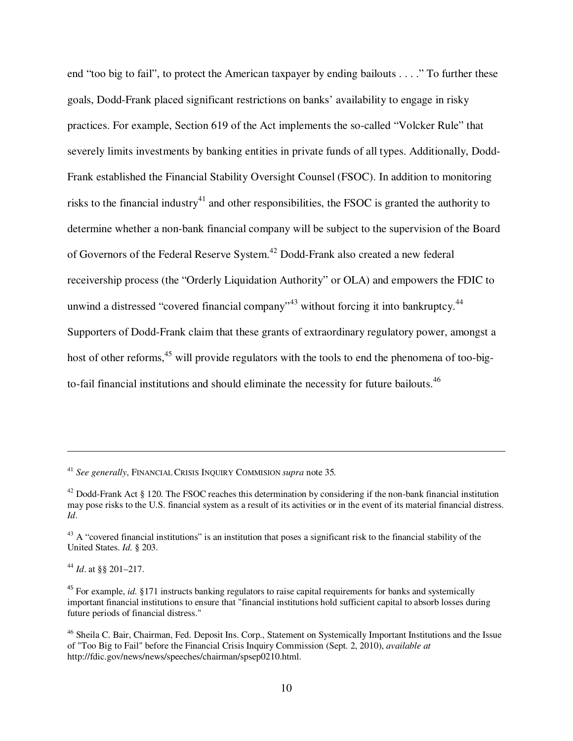end “too big to fail”, to protect the American taxpayer by ending bailouts . . . .” To further these goals, Dodd-Frank placed significant restrictions on banks’ availability to engage in risky practices. For example, Section 619 of the Act implements the so-called “Volcker Rule” that severely limits investments by banking entities in private funds of all types. Additionally, Dodd-Frank established the Financial Stability Oversight Counsel (FSOC). In addition to monitoring risks to the financial industry[41] and other responsibilities, the FSOC is granted the authority to determine whether a non-bank financial company will be subject to the supervision of the Board of Governors of the Federal Reserve System.[42] Dodd-Frank also created a new federal receivership process (the “Orderly Liquidation Authority” or OLA) and empowers the FDIC to unwind a distressed “covered financial company”[43] without forcing it into bankruptcy.[44] Supporters of Dodd-Frank claim that these grants of extraordinary regulatory power, amongst a host of other reforms,[45] will provide regulators with the tools to end the phenomena of too-big-to-fail financial institutions and should eliminate the necessity for future bailouts.[46]

---

[41] *See generally*, FINANCIAL CRISIS INQUIRY COMMISION *supra* note 35.

[42] Dodd-Frank Act § 120. The FSOC reaches this determination by considering if the non-bank financial institution may pose risks to the U.S. financial system as a result of its activities or in the event of its material financial distress. *Id*.

[43] A “covered financial institutions” is an institution that poses a significant risk to the financial stability of the United States. *Id.* § 203.

[44] *Id*. at §§ 201–217.

[45] For example, *id*. §171 instructs banking regulators to raise capital requirements for banks and systemically important financial institutions to ensure that "financial institutions hold sufficient capital to absorb losses during future periods of financial distress."

[46] Sheila C. Bair, Chairman, Fed. Deposit Ins. Corp., Statement on Systemically Important Institutions and the Issue of "Too Big to Fail" before the Financial Crisis Inquiry Commission (Sept. 2, 2010), *available at* http://fdic.gov/news/news/speeches/chairman/spsep0210.html.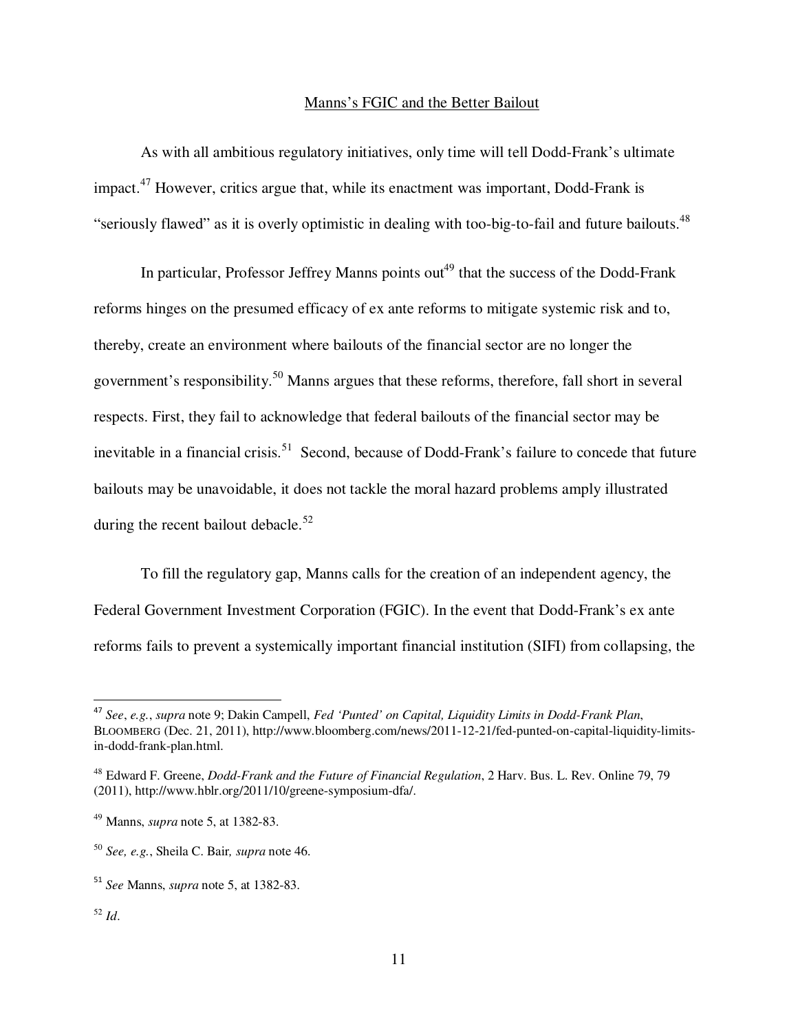## Manns's FGIC and the Better Bailout

As with all ambitious regulatory initiatives, only time will tell Dodd-Frank's ultimate impact.[47] However, critics argue that, while its enactment was important, Dodd-Frank is "seriously flawed" as it is overly optimistic in dealing with too-big-to-fail and future bailouts.[48]

In particular, Professor Jeffrey Manns points out[49] that the success of the Dodd-Frank reforms hinges on the presumed efficacy of ex ante reforms to mitigate systemic risk and to, thereby, create an environment where bailouts of the financial sector are no longer the government's responsibility.[50] Manns argues that these reforms, therefore, fall short in several respects. First, they fail to acknowledge that federal bailouts of the financial sector may be inevitable in a financial crisis.[51] Second, because of Dodd-Frank's failure to concede that future bailouts may be unavoidable, it does not tackle the moral hazard problems amply illustrated during the recent bailout debacle.[52]

To fill the regulatory gap, Manns calls for the creation of an independent agency, the Federal Government Investment Corporation (FGIC). In the event that Dodd-Frank's ex ante reforms fails to prevent a systemically important financial institution (SIFI) from collapsing, the

---

[47] *See*, *e.g.*, *supra* note 9; Dakin Campell, *Fed 'Punted' on Capital, Liquidity Limits in Dodd-Frank Plan*, BLOOMBERG (Dec. 21, 2011), http://www.bloomberg.com/news/2011-12-21/fed-punted-on-capital-liquidity-limits-in-dodd-frank-plan.html.

[48] Edward F. Greene, *Dodd-Frank and the Future of Financial Regulation*, 2 Harv. Bus. L. Rev. Online 79, 79 (2011), http://www.hblr.org/2011/10/greene-symposium-dfa/.

[49] Manns, *supra* note 5, at 1382-83.

[50] *See, e.g.*, Sheila C. Bair, *supra* note 46.

[51] *See* Manns, *supra* note 5, at 1382-83.

[52] *Id*.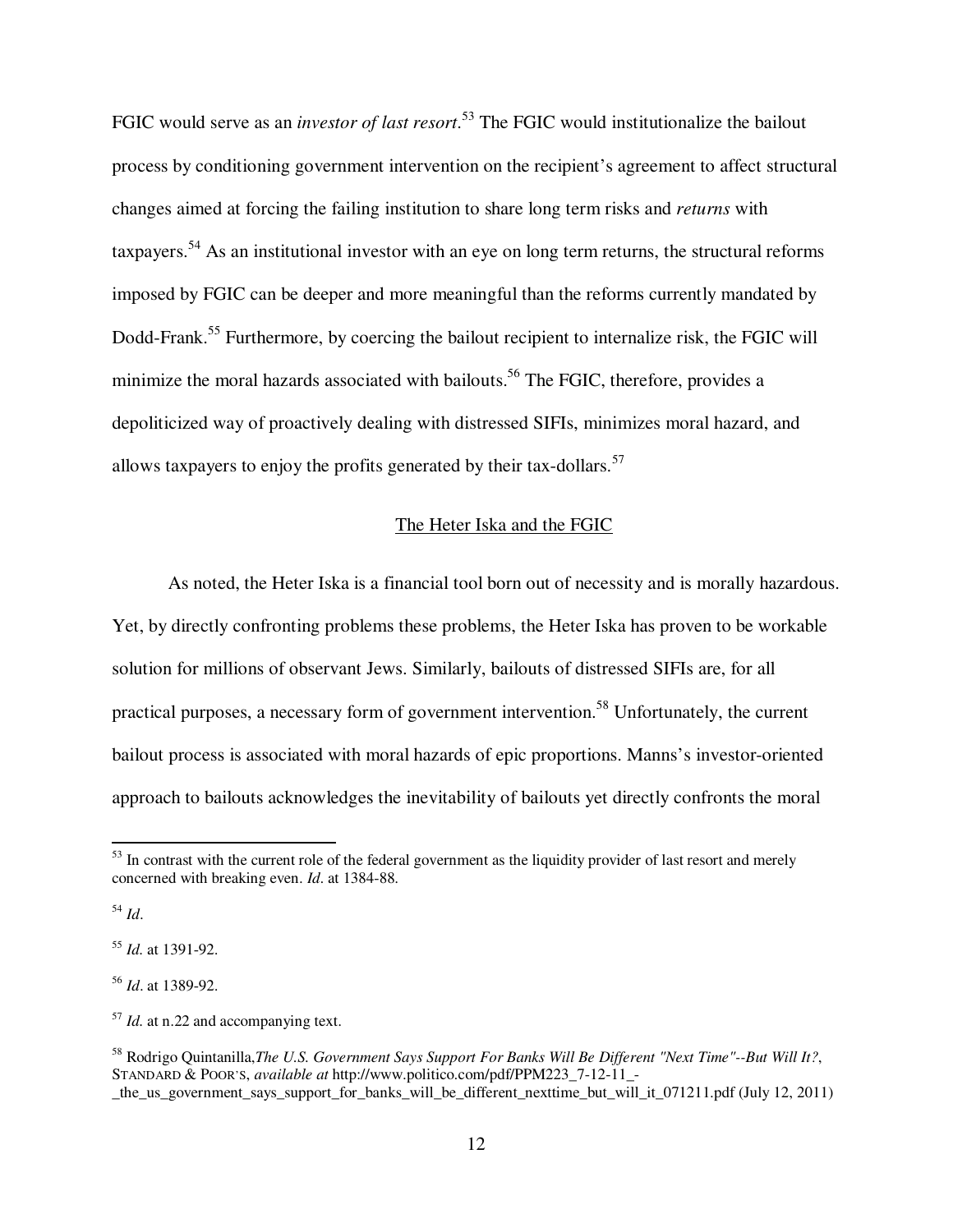FGIC would serve as an *investor of last resort*.[53] The FGIC would institutionalize the bailout process by conditioning government intervention on the recipient's agreement to affect structural changes aimed at forcing the failing institution to share long term risks and *returns* with taxpayers.[54] As an institutional investor with an eye on long term returns, the structural reforms imposed by FGIC can be deeper and more meaningful than the reforms currently mandated by Dodd-Frank.[55] Furthermore, by coercing the bailout recipient to internalize risk, the FGIC will minimize the moral hazards associated with bailouts.[56] The FGIC, therefore, provides a depoliticized way of proactively dealing with distressed SIFIs, minimizes moral hazard, and allows taxpayers to enjoy the profits generated by their tax-dollars.[57]

## The Heter Iska and the FGIC

As noted, the Heter Iska is a financial tool born out of necessity and is morally hazardous. Yet, by directly confronting problems these problems, the Heter Iska has proven to be workable solution for millions of observant Jews. Similarly, bailouts of distressed SIFIs are, for all practical purposes, a necessary form of government intervention.[58] Unfortunately, the current bailout process is associated with moral hazards of epic proportions. Manns's investor-oriented approach to bailouts acknowledges the inevitability of bailouts yet directly confronts the moral

---

[53] In contrast with the current role of the federal government as the liquidity provider of last resort and merely concerned with breaking even. *Id*. at 1384-88.

[54] *Id*.

[55] *Id.* at 1391-92.

[56] *Id*. at 1389-92.

[57] *Id.* at n.22 and accompanying text.

[58] Rodrigo Quintanilla,*The U.S. Government Says Support For Banks Will Be Different "Next Time"--But Will It?*, STANDARD & POOR'S, *available at* http://www.politico.com/pdf/PPM223_7-12-11_-_the_us_government_says_support_for_banks_will_be_different_nexttime_but_will_it_071211.pdf (July 12, 2011)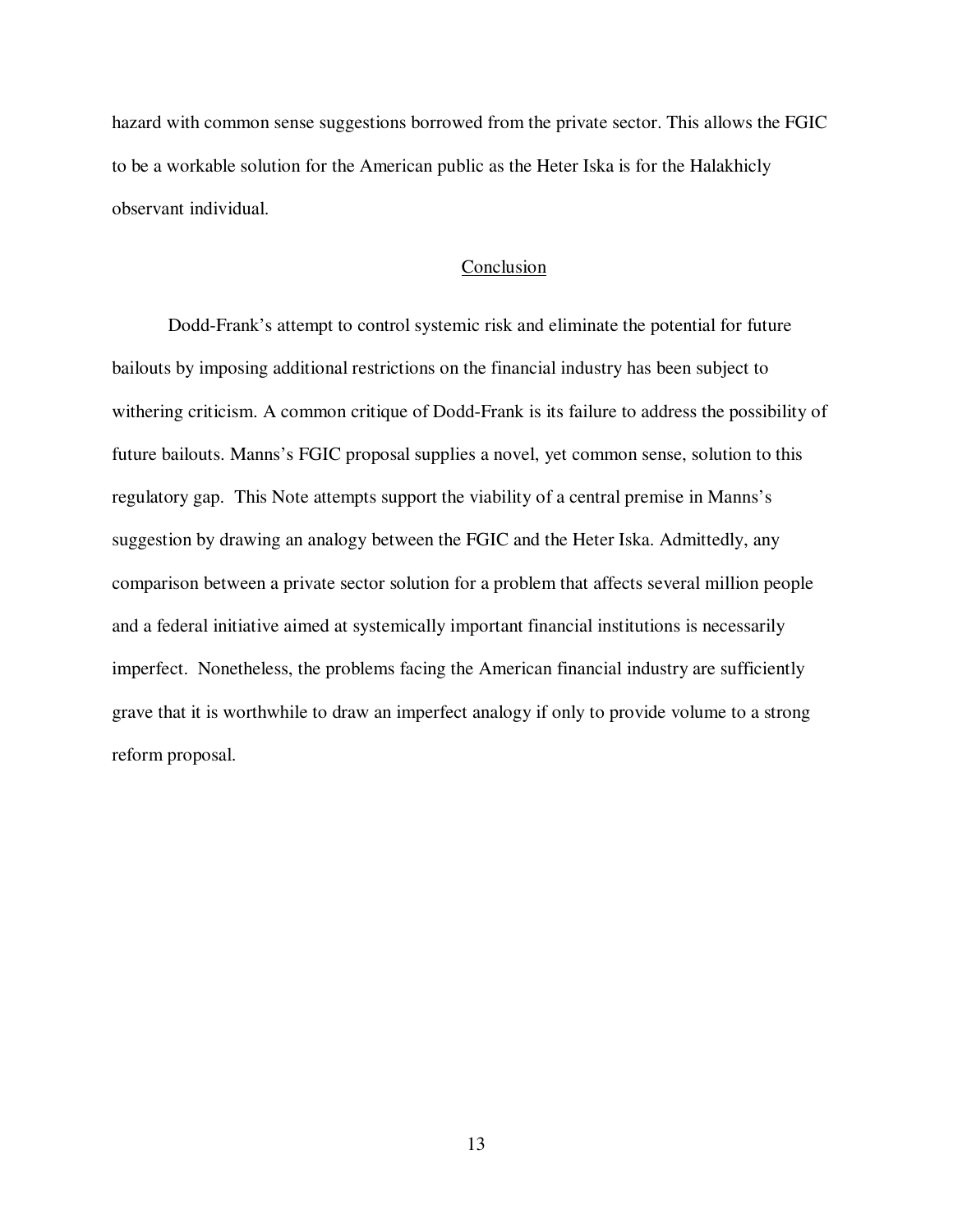hazard with common sense suggestions borrowed from the private sector. This allows the FGIC to be a workable solution for the American public as the Heter Iska is for the Halakhicly observant individual.

## Conclusion

Dodd-Frank's attempt to control systemic risk and eliminate the potential for future bailouts by imposing additional restrictions on the financial industry has been subject to withering criticism. A common critique of Dodd-Frank is its failure to address the possibility of future bailouts. Manns's FGIC proposal supplies a novel, yet common sense, solution to this regulatory gap. This Note attempts support the viability of a central premise in Manns's suggestion by drawing an analogy between the FGIC and the Heter Iska. Admittedly, any comparison between a private sector solution for a problem that affects several million people and a federal initiative aimed at systemically important financial institutions is necessarily imperfect. Nonetheless, the problems facing the American financial industry are sufficiently grave that it is worthwhile to draw an imperfect analogy if only to provide volume to a strong reform proposal.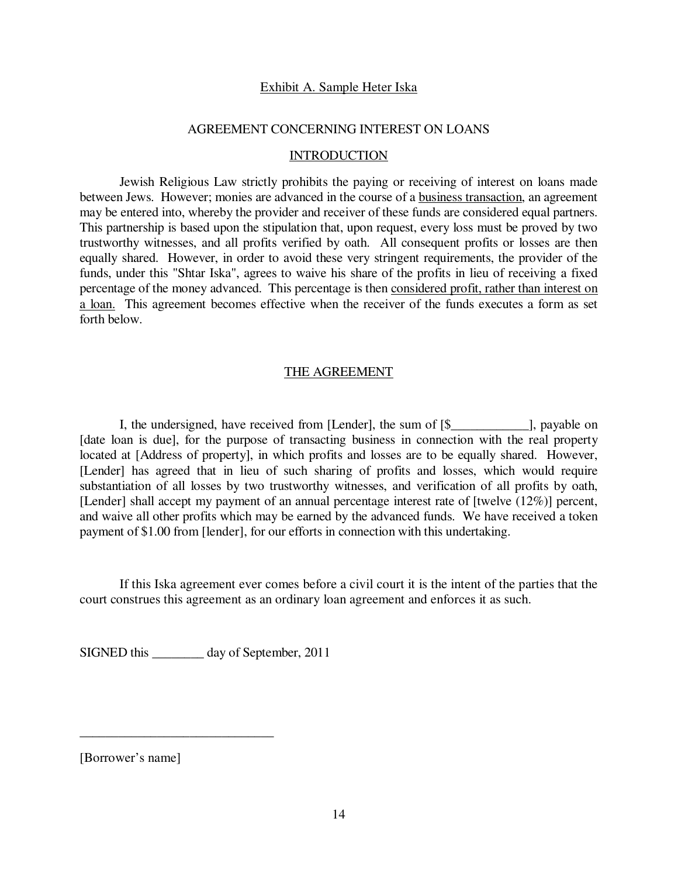Exhibit A. Sample Heter Iska

## AGREEMENT CONCERNING INTEREST ON LOANS

### INTRODUCTION

Jewish Religious Law strictly prohibits the paying or receiving of interest on loans made between Jews. However; monies are advanced in the course of a business transaction, an agreement may be entered into, whereby the provider and receiver of these funds are considered equal partners. This partnership is based upon the stipulation that, upon request, every loss must be proved by two trustworthy witnesses, and all profits verified by oath. All consequent profits or losses are then equally shared. However, in order to avoid these very stringent requirements, the provider of the funds, under this "Shtar Iska", agrees to waive his share of the profits in lieu of receiving a fixed percentage of the money advanced. This percentage is then considered profit, rather than interest on a loan. This agreement becomes effective when the receiver of the funds executes a form as set forth below.

### THE AGREEMENT

I, the undersigned, have received from [Lender], the sum of [$____________], payable on [date loan is due], for the purpose of transacting business in connection with the real property located at [Address of property], in which profits and losses are to be equally shared. However, [Lender] has agreed that in lieu of such sharing of profits and losses, which would require substantiation of all losses by two trustworthy witnesses, and verification of all profits by oath, [Lender] shall accept my payment of an annual percentage interest rate of [twelve (12%)] percent, and waive all other profits which may be earned by the advanced funds. We have received a token payment of $1.00 from [lender], for our efforts in connection with this undertaking.

If this Iska agreement ever comes before a civil court it is the intent of the parties that the court construes this agreement as an ordinary loan agreement and enforces it as such.

SIGNED this ________ day of September, 2011

______________________________

[Borrower's name]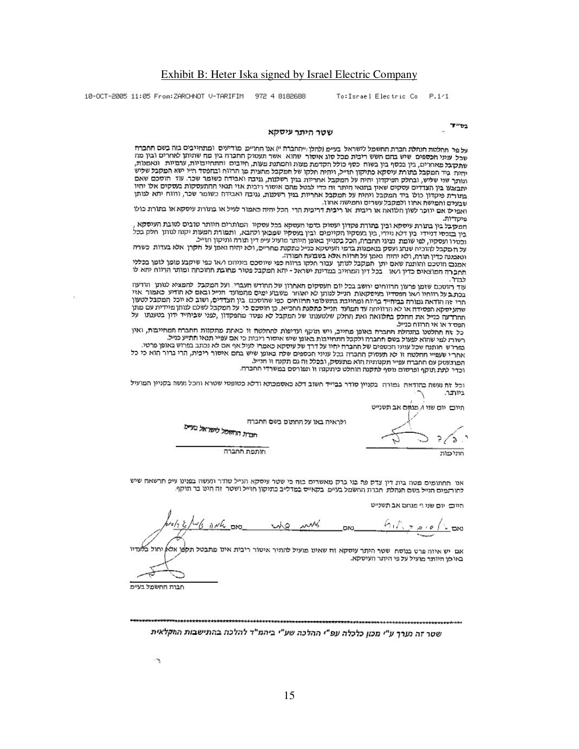## Exhibit B: Heter Iska signed by Israel Electric Company

10-OCT-2005 11:05 From:ZARCHNOT V-TARIFIM 972 4 8182688 To:Israel Electric Co P.1/1

בס"ד

### שטר היתר עיסקא

על פי החלטת הנהלת חברת החשמל לישראל בע"מ (להלן: "החברה") אנו החת"מ מודיעים ומתחייבים בזה בשם החברה שכל עניני הכספים שיש בהם חשש ריבית מכל סוג איסור שהוא אשר תעסוק החברה בין מה שתיתן לאחרים ובין מה שתקבל מאחרים, בין בכסף בין בשווה כסף כולל הקדמת מעות והמתנת מעות, חיובים והתחייבויות, ערבויות ונאמנות, יהיה ביד המקבל בתורת עיסקא כתיקון חז"ל, ויהיה חלקו של המקבל מחצית מן הרווח ובהפסד ח"ו ישא המקבל שליש והנותן שני שליש, ובחלק הפיקדון יהיה על המקבל אחריות כגון רשלנות, גניבה ואבידה כשומר שכר. עוד הוסכם שאם יתבצעו בין הצדדים עסקים שאין בתנאי היתר זה כדי לבטל מהם איסור ריבית אזי תנאי ההתעסקות בעסקים אלו יהיו בתורת פיקדון כולו ביד המקבל ויהיה על המקבל אחריות כגון רשלנות, גניבה ואבידה כשומר שכר, ורווח יהא לנותן שבעים וחמשה אחוז ולמקבל עשרים וחמשה אחוז.
ואפילו אם יוזכר לשון הלוואה או ריבית או ריבית דריבית הרי הכל יהיה כאמור לעיל או בתורת עיסקא או בתורת כולו פיקדון.

המקבל בין בתורת עיסקא ובין בתורת פקדון יעסוק בדמי העסקא בכל עסקיו המותרים היותר טובים לטובת העיסקא, בין בנכסי דניידי בין דלא ניידי, בין בעסקיו הקיימים ובין בעסקיו שמכאן ולהבא, ותמורת המעות יקנה לנותן חלק בכל נכסיו ועסקיו, לפי שומת נציגי החברה, הכל בקניין באופן היותר מועיל עפ"י דין תורה ותיקון חז"ל.
על המקבל להוכיח שנהג ועסק בנאמנות בדמי העיסקא כנ"ל כתקנת מהרי"ם, ולא יהיה נאמן על הקרן אלא בעדות כשרה ונאמנה כדין תורה, ולא יהיה נאמן על הרווח אלא בשבועה חמורה.
אמנם הוסכם והותנה שאם יתן המקבל לנותן עבור חלקו ברווח כפי שהוסכם ביניהם ו/או כפי שיקבע מזמן לזמן בכללי החברה המוצאים כדין ו/או בכל דין המחייב במדינת ישראל - יהא המקבל פטור מחובת ההוכחה ומותר הרווח יהא לו לבדו.
עוד הוסכם שזמן פרעון הרווחים יחשב בכל יום העסקים האחרון של החודש העברי. ועל המקבל להמציא לנותן הודעה בכתב על רווחיו ו/או הפסדיו בעיסקאות הנ"ל לנותן לא יאוחר משבוע ימים מהמועד הנ"ל ובאם לא הודיע כאמור אזי הרי זה הודאה גמורה בבי"ד ברווח ומחייבת בתשלומי הרווחים כפי שהוסכם בין הצדדים, ושוב לא יוכל המקבל לטעון שהעיסקא הפסידה או לא הרוויחה עד המועד הנ"ל כתקנת חכ"א, כן הוסכם כי על המקבל לשלם לנותן מיידית עם מתן ההרשאה כנ"ל את החלק בהלוואה ואת החלק שלטענתו של המקבל לא נפסד מהפקדון, לפני שביה"ד ידון בטענתו על הפסד או אי הרווח כנ"ל.
כל זה החלטנו בהנהלת החברה באופן מחייב, ויש תוקף ועדיפות להחלטה זו כאחת מתקנות החברה המחייבות, ואין רשות למי שהוא לפעול בשם החברה ולקבל התחייבות באופן שיש איסור ריבית כי אם עפ"י תנאי הה"ע כנ"ל.
במפרש הותנה שכל עניני הכספים של החברה יהיו על דרך של עיסקא כאמור לעיל אף אם לא נכתב בפרוש באופן פרטי.
אחרי שעפ"י החלטה זו לא תעסוק החברה בכל עניני הכספים שלה באופן שיש בהם איסור ריבית, הרי ברור הוא כי כל המתעסק עם החברה עפ"י תקנותיה הוא מתעסק, ובכלל זה גם תקנה זו הנ"ל.
וכדי לתת תוקף ופרסום נוסף לתקנה הוחלט כי תקנה זו תפורסם במשרדי החברה.

וכל זה נעשה בהודאה גמורה בקניין סודר בבי"ד חשוב דלא כאסמכתא ודלא כטופסי שטרא והכל נעשה בקניין המועיל ביותר.

היום יום שני ו' מנחם אב תשס"ה

ולראיה באנו על החתום בשם החברה

חברת החשמל לישראל בע"מ

חותמת החברה

חתימות

אנו החתומים מטה בית דין צדק פה בני ברק מאשרים בזה כי שטר עיסקא הנ"ל סודר ונעשה בפנינו עפ"י הרשאה שיש לחותמים הנ"ל בשם הנהלת חברת החשמל בע"מ בקא"ס במדליב כתיקון חז"ל ושטר זה הינו בר תוקף.

היום יום שני ו' מנחם אב תשס"ה

נאם ________ נאם ________ נאם ________

אם יש איזה פרט בנוסח שטר היתר עיסקא זה שאינו מועיל להתיר איסור ריבית אינו מתבטל תקפו אלא יחול בלעדיו באופן היותר מועיל על פי היתר העיסקא.

חברת החשמל בע"מ

---

*שטר זה נערך ע"י מכון כלכלה עפ"י ההלכה שע"י ביהמ"ד להלכה בהתיישבות החקלאית*